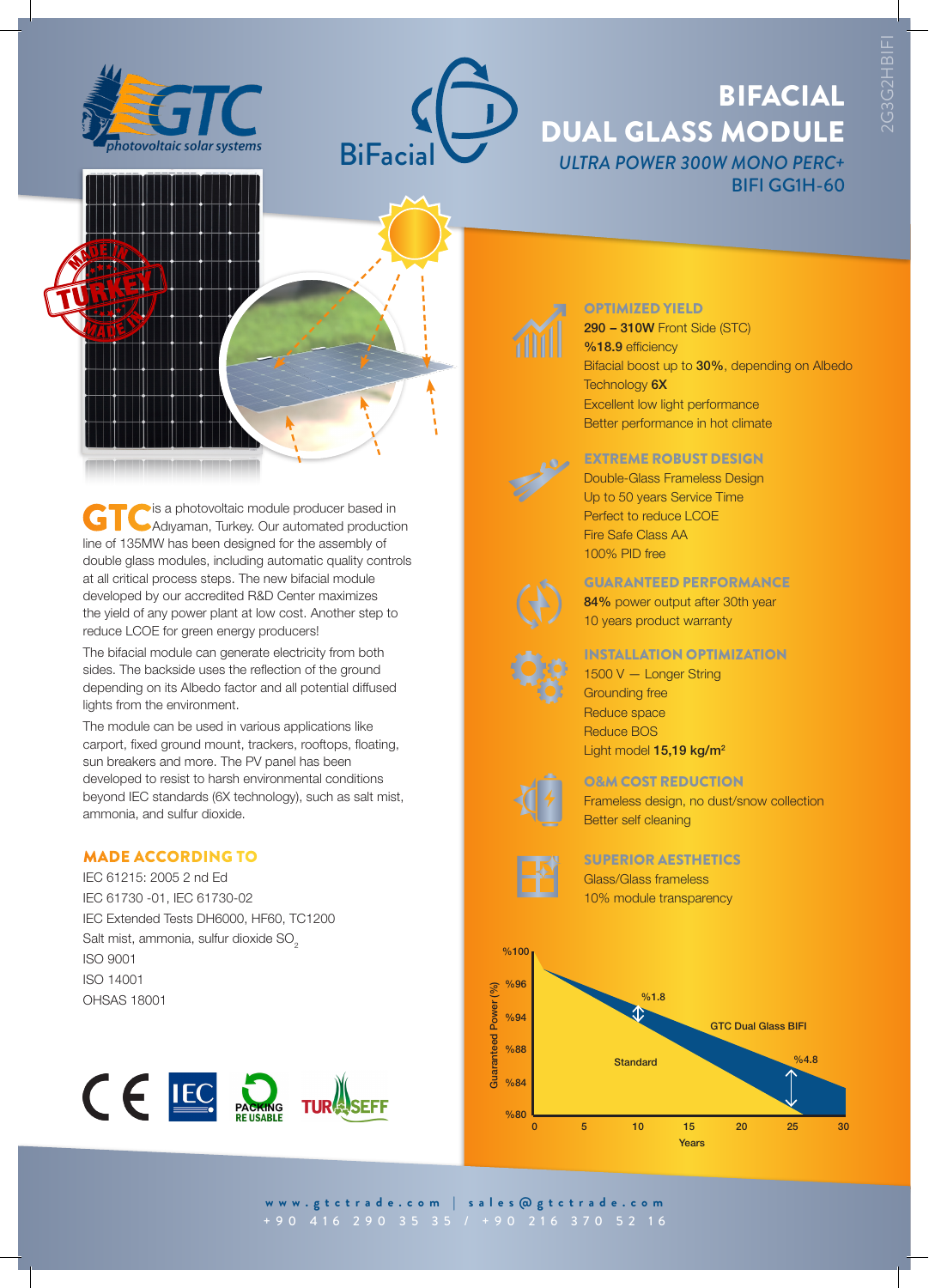# BIFACIAL DUAL GLASS MODULE

*ULTRA POWER 300W MONO PERC+*

BIFI GG1H-60

2G3G2HBIFI

**GTC** is a photovoltaic module producer based in Adıyaman, Turkey. Our automated production line of 135MW has been designed for the assembly of double glass modules, including automatic quality controls at all critical process steps. The new bifacial module developed by our accredited R&D Center maximizes the yield of any power plant at low cost. Another step to reduce LCOE for green energy producers!

The bifacial module can generate electricity from both sides. The backside uses the reflection of the ground depending on its Albedo factor and all potential diffused lights from the environment.

The module can be used in various applications like carport, fixed ground mount, trackers, rooftops, floating, sun breakers and more. The PV panel has been developed to resist to harsh environmental conditions beyond IEC standards (6X technology), such as salt mist, ammonia, and sulfur dioxide.

## MADE ACCORDING TO

IEC 61215: 2005 2 nd Ed
IEC 61730 -01, IEC 61730-02
IEC Extended Tests DH6000, HF60, TC1200
Salt mist, ammonia, sulfur dioxide $SO_2$
ISO 9001
ISO 14001
OHSAS 18001

## OPTIMIZED YIELD

**290 – 310W** Front Side (STC)
**%18.9** efficiency
Bifacial boost up to **30%**, depending on Albedo
Technology **6X**
Excellent low light performance
Better performance in hot climate

## EXTREME ROBUST DESIGN

Double-Glass Frameless Design
Up to 50 years Service Time
Perfect to reduce LCOE
Fire Safe Class AA
100% PID free

## GUARANTEED PERFORMANCE

**84%** power output after 30th year
10 years product warranty

## INSTALLATION OPTIMIZATION

1500 V — Longer String
Grounding free
Reduce space
Reduce BOS
Light model **15,19 kg/m²**

## O&M COST REDUCTION

Frameless design, no dust/snow collection
Better self cleaning

## SUPERIOR AESTHETICS

Glass/Glass frameless
10% module transparency

Guaranteed Power (%): %100, %96, %94, %88, %84, %80 — Years: 0, 5, 10, 15, 20, 25, 30
Standard — GTC Dual Glass BIFI — %1.8 — %4.8

www.gtctrade.com | sales@gtctrade.com
+90 416 290 35 35 / +90 216 370 52 16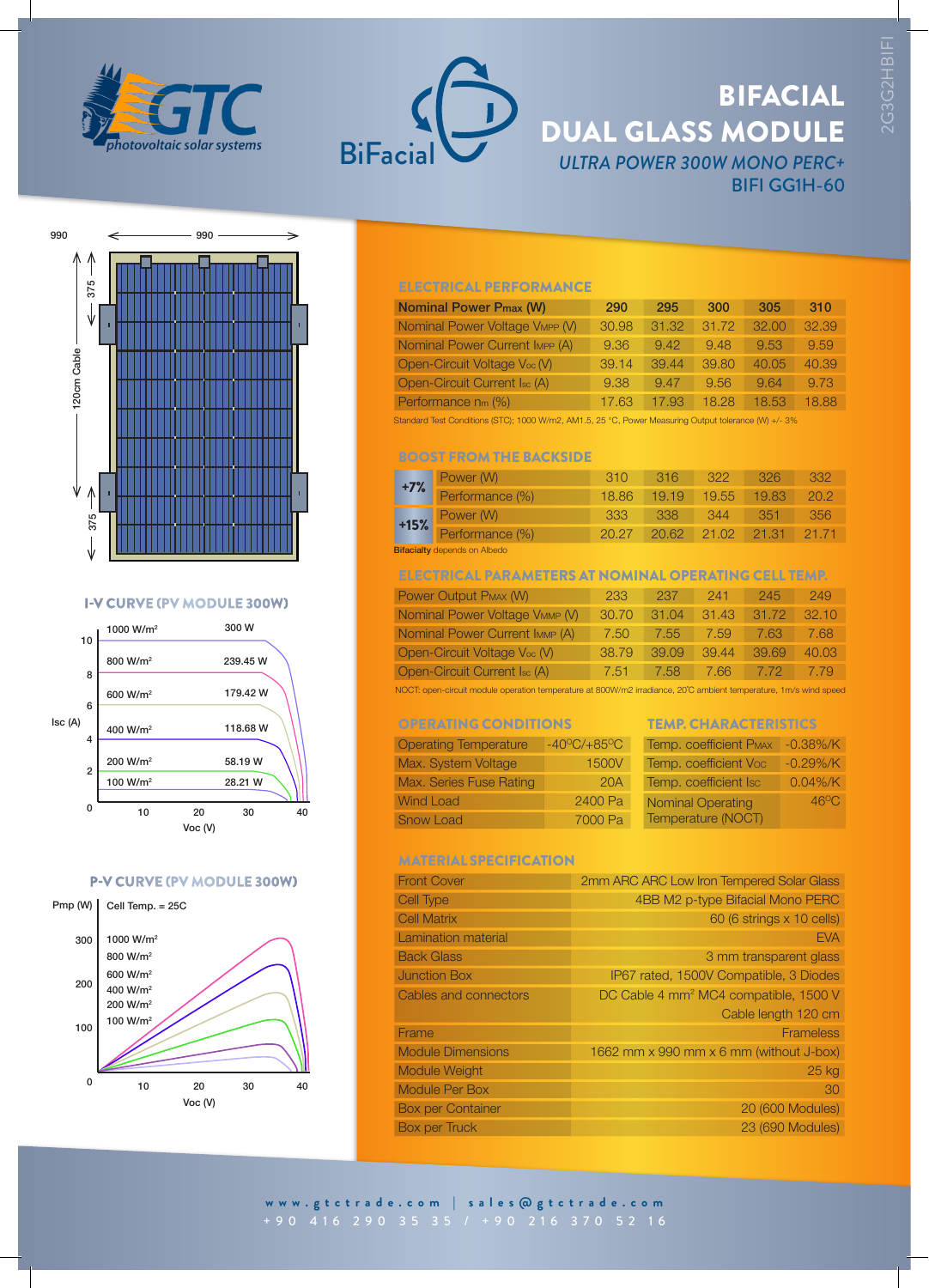GTC photovoltaic solar systems

BiFacial

# BIFACIAL DUAL GLASS MODULE

*ULTRA POWER 300W MONO PERC+*

BIFI GG1H-60

2G3G2HBIFI

990

990

375

120cm Cable

375

## I-V CURVE (PV MODULE 300W)

Isc (A)

10
8
6
4
2
0

1000 W/m² 300 W
800 W/m² 239.45 W
600 W/m² 179.42 W
400 W/m² 118.68 W
200 W/m² 58.19 W
100 W/m² 28.21 W

10 20 30 40

Voc (V)

## P-V CURVE (PV MODULE 300W)

Pmp (W)

Cell Temp. = 25C

300
200
100
0

1000 W/m²
800 W/m²
600 W/m²
400 W/m²
200 W/m²
100 W/m²

10 20 30 40

Voc (V)

## ELECTRICAL PERFORMANCE

| Nominal Power $P_{max}$ (W) | 290 | 295 | 300 | 305 | 310 |
|---|---|---|---|---|---|
| Nominal Power Voltage $V_{MPP}$ (V) | 30.98 | 31.32 | 31.72 | 32.00 | 32.39 |
| Nominal Power Current $I_{MPP}$ (A) | 9.36 | 9.42 | 9.48 | 9.53 | 9.59 |
| Open-Circuit Voltage $V_{oc}$ (V) | 39.14 | 39.44 | 39.80 | 40.05 | 40.39 |
| Open-Circuit Current $I_{sc}$ (A) | 9.38 | 9.47 | 9.56 | 9.64 | 9.73 |
| Performance $\eta_m$ (%) | 17.63 | 17.93 | 18.28 | 18.53 | 18.88 |

Standard Test Conditions (STC); 1000 W/m2, AM1.5, 25 °C, Power Measuring Output tolerance (W) +/- 3%

## BOOST FROM THE BACKSIDE

| | | | | | | |
|---|---|---|---|---|---|---|
| +7% | Power (W) | 310 | 316 | 322 | 326 | 332 |
| | Performance (%) | 18.86 | 19.19 | 19.55 | 19.83 | 20.2 |
| +15% | Power (W) | 333 | 338 | 344 | 351 | 356 |
| | Performance (%) | 20.27 | 20.62 | 21.02 | 21.31 | 21.71 |

**Bifacialty** depends on Albedo

## ELECTRICAL PARAMETERS AT NOMINAL OPERATING CELL TEMP.

| | | | | | |
|---|---|---|---|---|---|
| Power Output $P_{MAX}$ (W) | 233 | 237 | 241 | 245 | 249 |
| Nominal Power Voltage $V_{MMP}$ (V) | 30.70 | 31.04 | 31.43 | 31.72 | 32.10 |
| Nominal Power Current $I_{MMP}$ (A) | 7.50 | 7.55 | 7.59 | 7.63 | 7.68 |
| Open-Circuit Voltage $V_{oc}$ (V) | 38.79 | 39.09 | 39.44 | 39.69 | 40.03 |
| Open-Circuit Current $I_{sc}$ (A) | 7.51 | 7.58 | 7.66 | 7.72 | 7.79 |

NOCT: open-circuit module operation temperature at 800W/m2 irradiance, 20̊C ambient temperature, 1m/s wind speed

## OPERATING CONDITIONS

| | |
|---|---|
| Operating Temperature | -40ºC/+85ºC |
| Max. System Voltage | 1500V |
| Max. Series Fuse Rating | 20A |
| Wind Load | 2400 Pa |
| Snow Load | 7000 Pa |

## TEMP. CHARACTERISTICS

| | |
|---|---|
| Temp. coefficient $P_{MAX}$ | -0.38%/K |
| Temp. coefficient $V_{OC}$ | -0.29%/K |
| Temp. coefficient $I_{SC}$ | 0.04%/K |
| Nominal Operating Temperature (NOCT) | 46ºC |

## MATERIAL SPECIFICATION

| | |
|---|---|
| Front Cover | 2mm ARC ARC Low Iron Tempered Solar Glass |
| Cell Type | 4BB M2 p-type Bifacial Mono PERC |
| Cell Matrix | 60 (6 strings x 10 cells) |
| Lamination material | EVA |
| Back Glass | 3 mm transparent glass |
| Junction Box | IP67 rated, 1500V Compatible, 3 Diodes |
| Cables and connectors | DC Cable 4 mm² MC4 compatible, 1500 V Cable length 120 cm |
| Frame | Frameless |
| Module Dimensions | 1662 mm x 990 mm x 6 mm (without J-box) |
| Module Weight | 25 kg |
| Module Per Box | 30 |
| Box per Container | 20 (600 Modules) |
| Box per Truck | 23 (690 Modules) |

www.gtctrade.com | sales@gtctrade.com

+90 416 290 35 35 / +90 216 370 52 16